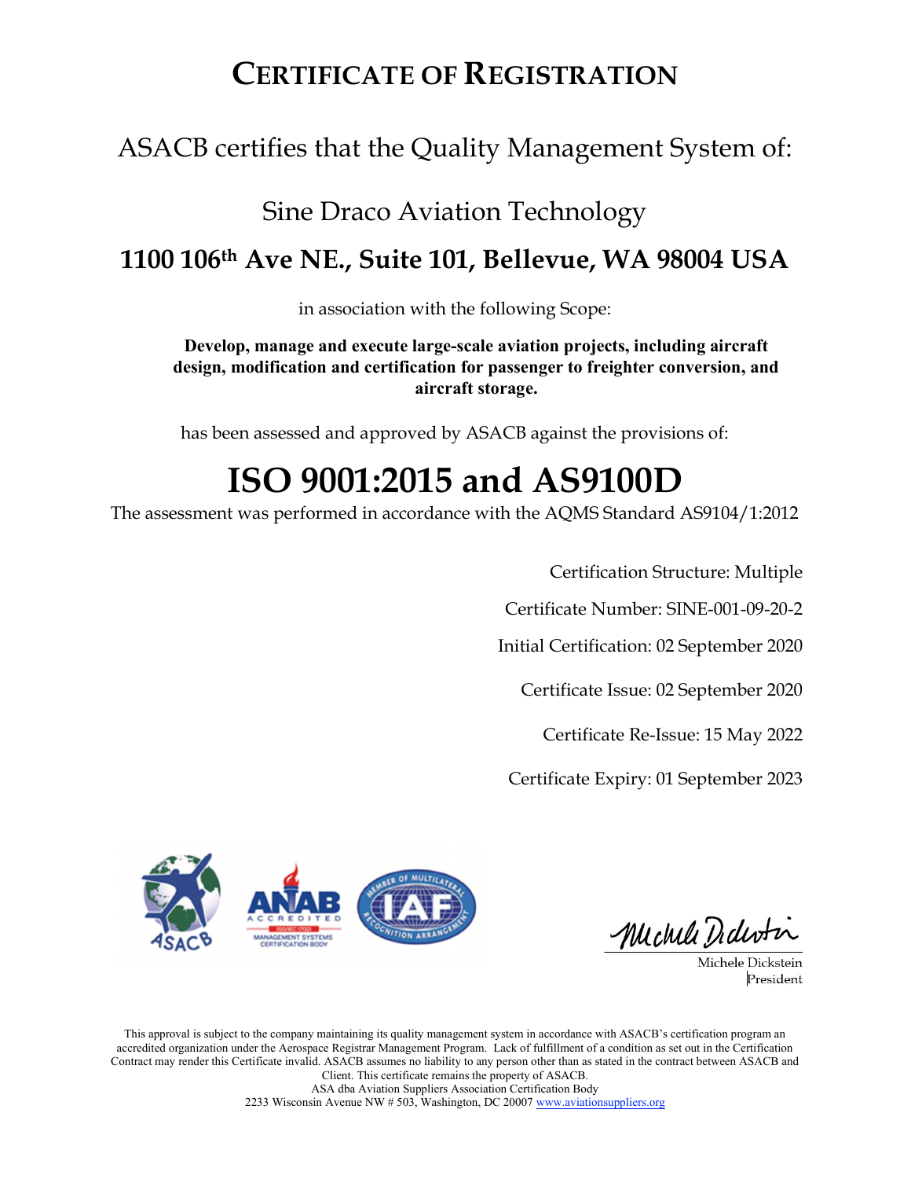# CERTIFICATE OF REGISTRATION

ASACB certifies that the Quality Management System of:

Sine Draco Aviation Technology

**1100 106th Ave NE., Suite 101, Bellevue, WA 98004 USA**

in association with the following Scope:

**Develop, manage and execute large-scale aviation projects, including aircraft design, modification and certification for passenger to freighter conversion, and aircraft storage.**

has been assessed and approved by ASACB against the provisions of:

# ISO 9001:2015 and AS9100D

The assessment was performed in accordance with the AQMS Standard AS9104/1:2012

Certification Structure: Multiple

Certificate Number: SINE-001-09-20-2

Initial Certification: 02 September 2020

Certificate Issue: 02 September 2020

Certificate Re-Issue: 15 May 2022

Certificate Expiry: 01 September 2023

Michele Dickstein
President

This approval is subject to the company maintaining its quality management system in accordance with ASACB's certification program an accredited organization under the Aerospace Registrar Management Program. Lack of fulfillment of a condition as set out in the Certification Contract may render this Certificate invalid. ASACB assumes no liability to any person other than as stated in the contract between ASACB and Client. This certificate remains the property of ASACB.
ASA dba Aviation Suppliers Association Certification Body
2233 Wisconsin Avenue NW # 503, Washington, DC 20007 www.aviationsuppliers.org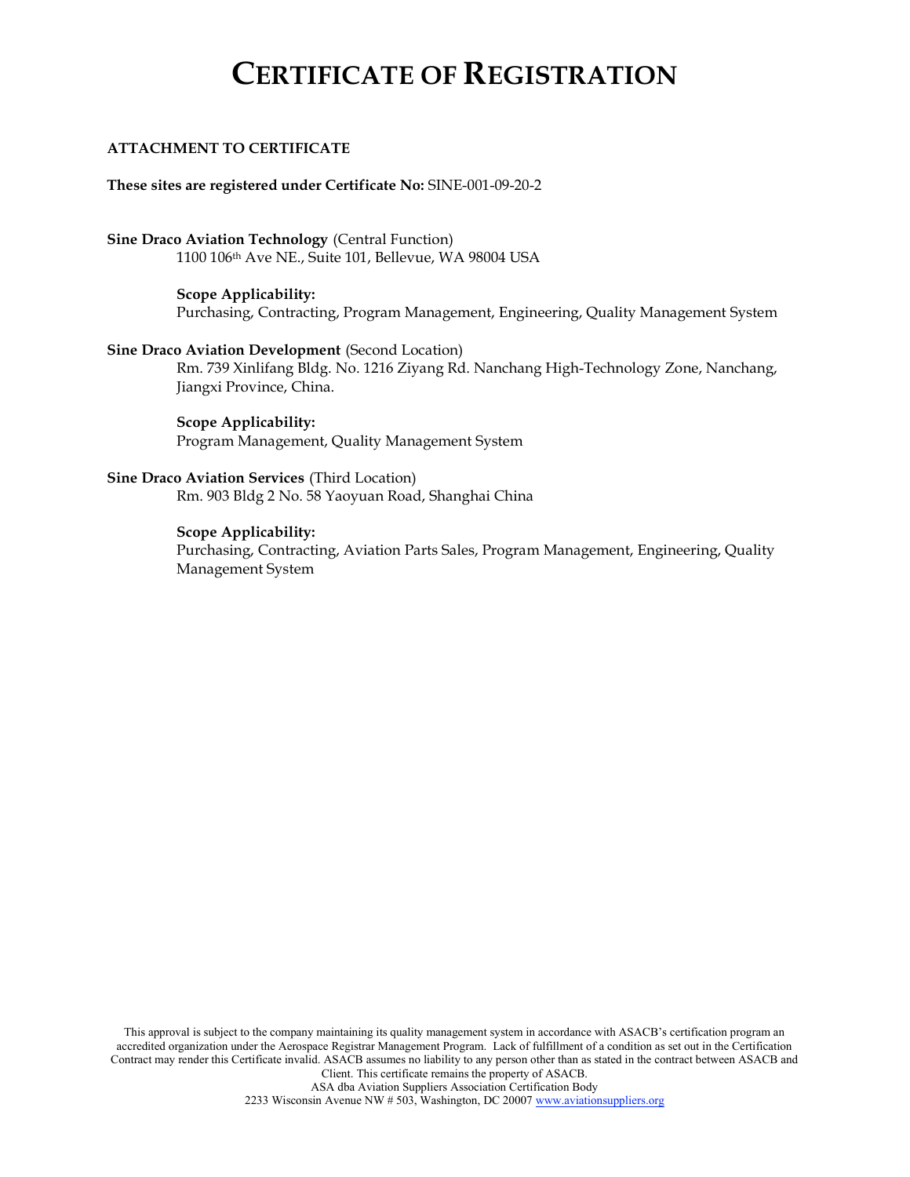# CERTIFICATE OF REGISTRATION

**ATTACHMENT TO CERTIFICATE**

**These sites are registered under Certificate No:** SINE-001-09-20-2

**Sine Draco Aviation Technology** (Central Function)
1100 106th Ave NE., Suite 101, Bellevue, WA 98004 USA

**Scope Applicability:**
Purchasing, Contracting, Program Management, Engineering, Quality Management System

**Sine Draco Aviation Development** (Second Location)
Rm. 739 Xinlifang Bldg. No. 1216 Ziyang Rd. Nanchang High-Technology Zone, Nanchang, Jiangxi Province, China.

**Scope Applicability:**
Program Management, Quality Management System

**Sine Draco Aviation Services** (Third Location)
Rm. 903 Bldg 2 No. 58 Yaoyuan Road, Shanghai China

**Scope Applicability:**
Purchasing, Contracting, Aviation Parts Sales, Program Management, Engineering, Quality Management System

This approval is subject to the company maintaining its quality management system in accordance with ASACB's certification program an accredited organization under the Aerospace Registrar Management Program. Lack of fulfillment of a condition as set out in the Certification Contract may render this Certificate invalid. ASACB assumes no liability to any person other than as stated in the contract between ASACB and Client. This certificate remains the property of ASACB.
ASA dba Aviation Suppliers Association Certification Body
2233 Wisconsin Avenue NW # 503, Washington, DC 20007 www.aviationsuppliers.org